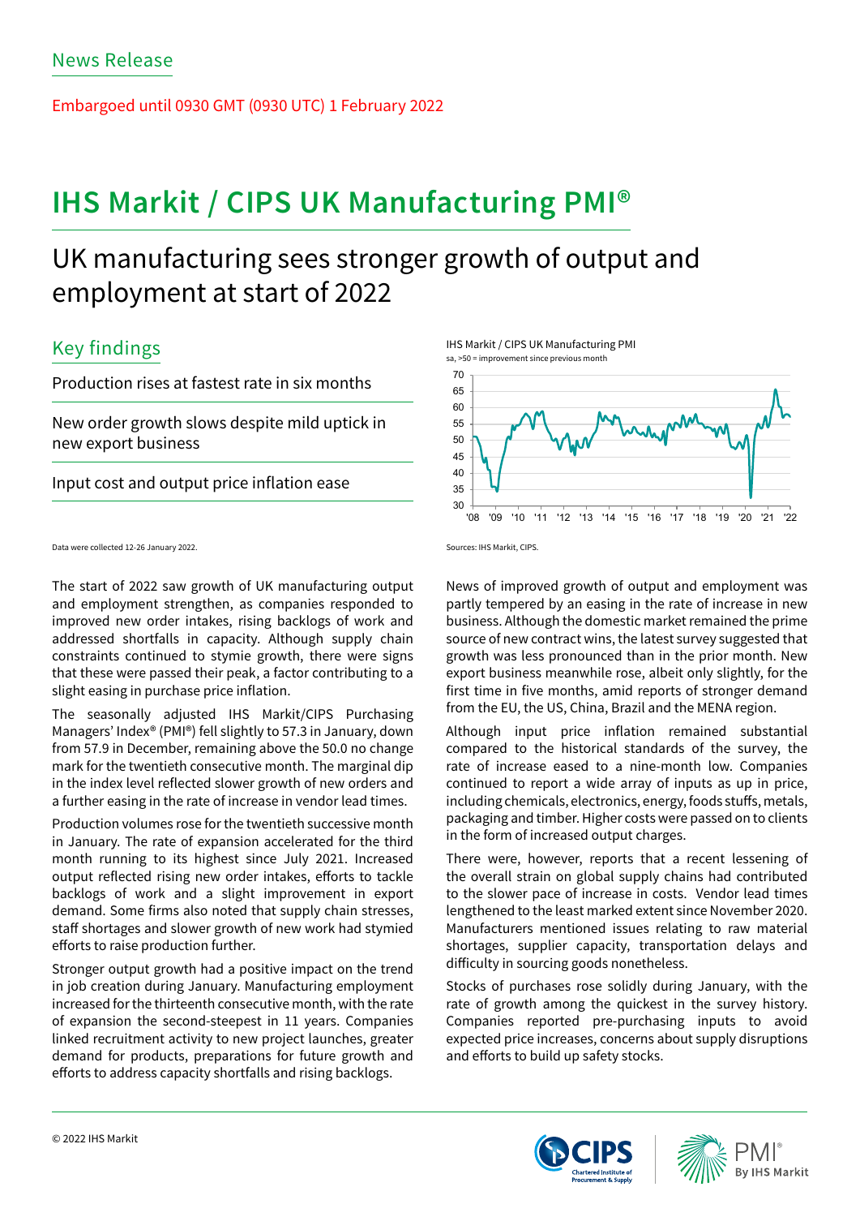News Release

Embargoed until 0930 GMT (0930 UTC) 1 February 2022

# IHS Markit / CIPS UK Manufacturing PMI®

## UK manufacturing sees stronger growth of output and employment at start of 2022

## Key findings

Production rises at fastest rate in six months

New order growth slows despite mild uptick in new export business

Input cost and output price inflation ease

IHS Markit / CIPS UK Manufacturing PMI
sa, >50 = improvement since previous month

Sources: IHS Markit, CIPS.

Data were collected 12-26 January 2022.

The start of 2022 saw growth of UK manufacturing output and employment strengthen, as companies responded to improved new order intakes, rising backlogs of work and addressed shortfalls in capacity. Although supply chain constraints continued to stymie growth, there were signs that these were passed their peak, a factor contributing to a slight easing in purchase price inflation.

The seasonally adjusted IHS Markit/CIPS Purchasing Managers' Index® (PMI®) fell slightly to 57.3 in January, down from 57.9 in December, remaining above the 50.0 no change mark for the twentieth consecutive month. The marginal dip in the index level reflected slower growth of new orders and a further easing in the rate of increase in vendor lead times.

Production volumes rose for the twentieth successive month in January. The rate of expansion accelerated for the third month running to its highest since July 2021. Increased output reflected rising new order intakes, efforts to tackle backlogs of work and a slight improvement in export demand. Some firms also noted that supply chain stresses, staff shortages and slower growth of new work had stymied efforts to raise production further.

Stronger output growth had a positive impact on the trend in job creation during January. Manufacturing employment increased for the thirteenth consecutive month, with the rate of expansion the second-steepest in 11 years. Companies linked recruitment activity to new project launches, greater demand for products, preparations for future growth and efforts to address capacity shortfalls and rising backlogs.

News of improved growth of output and employment was partly tempered by an easing in the rate of increase in new business. Although the domestic market remained the prime source of new contract wins, the latest survey suggested that growth was less pronounced than in the prior month. New export business meanwhile rose, albeit only slightly, for the first time in five months, amid reports of stronger demand from the EU, the US, China, Brazil and the MENA region.

Although input price inflation remained substantial compared to the historical standards of the survey, the rate of increase eased to a nine-month low. Companies continued to report a wide array of inputs as up in price, including chemicals, electronics, energy, foods stuffs, metals, packaging and timber. Higher costs were passed on to clients in the form of increased output charges.

There were, however, reports that a recent lessening of the overall strain on global supply chains had contributed to the slower pace of increase in costs. Vendor lead times lengthened to the least marked extent since November 2020. Manufacturers mentioned issues relating to raw material shortages, supplier capacity, transportation delays and difficulty in sourcing goods nonetheless.

Stocks of purchases rose solidly during January, with the rate of growth among the quickest in the survey history. Companies reported pre-purchasing inputs to avoid expected price increases, concerns about supply disruptions and efforts to build up safety stocks.

© 2022 IHS Markit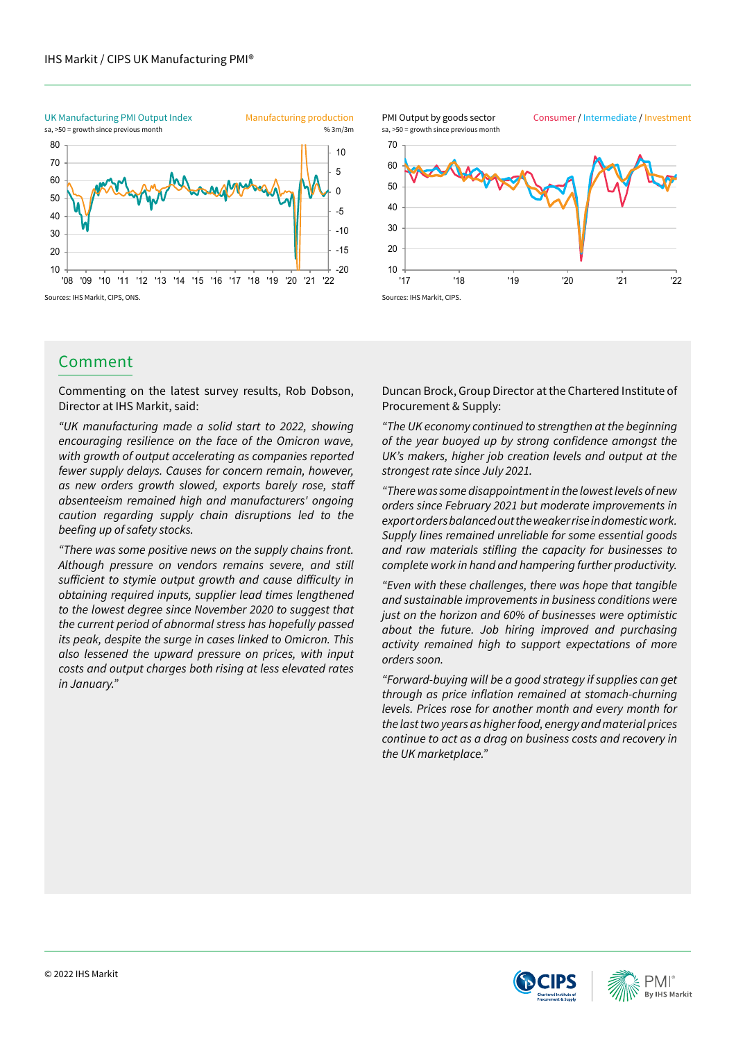UK Manufacturing PMI Output Index — sa, >50 = growth since previous month
Manufacturing production — % 3m/3m

Sources: IHS Markit, CIPS, ONS.

PMI Output by goods sector — sa, >50 = growth since previous month
Consumer / Intermediate / Investment

Sources: IHS Markit, CIPS.

## Comment

Commenting on the latest survey results, Rob Dobson, Director at IHS Markit, said:

*"UK manufacturing made a solid start to 2022, showing encouraging resilience on the face of the Omicron wave, with growth of output accelerating as companies reported fewer supply delays. Causes for concern remain, however, as new orders growth slowed, exports barely rose, staff absenteeism remained high and manufacturers' ongoing caution regarding supply chain disruptions led to the beefing up of safety stocks.*

*"There was some positive news on the supply chains front. Although pressure on vendors remains severe, and still sufficient to stymie output growth and cause difficulty in obtaining required inputs, supplier lead times lengthened to the lowest degree since November 2020 to suggest that the current period of abnormal stress has hopefully passed its peak, despite the surge in cases linked to Omicron. This also lessened the upward pressure on prices, with input costs and output charges both rising at less elevated rates in January."*

Duncan Brock, Group Director at the Chartered Institute of Procurement & Supply:

*"The UK economy continued to strengthen at the beginning of the year buoyed up by strong confidence amongst the UK's makers, higher job creation levels and output at the strongest rate since July 2021.*

*"There was some disappointment in the lowest levels of new orders since February 2021 but moderate improvements in export orders balanced out the weaker rise in domestic work. Supply lines remained unreliable for some essential goods and raw materials stifling the capacity for businesses to complete work in hand and hampering further productivity.*

*"Even with these challenges, there was hope that tangible and sustainable improvements in business conditions were just on the horizon and 60% of businesses were optimistic about the future. Job hiring improved and purchasing activity remained high to support expectations of more orders soon.*

*"Forward-buying will be a good strategy if supplies can get through as price inflation remained at stomach-churning levels. Prices rose for another month and every month for the last two years as higher food, energy and material prices continue to act as a drag on business costs and recovery in the UK marketplace."*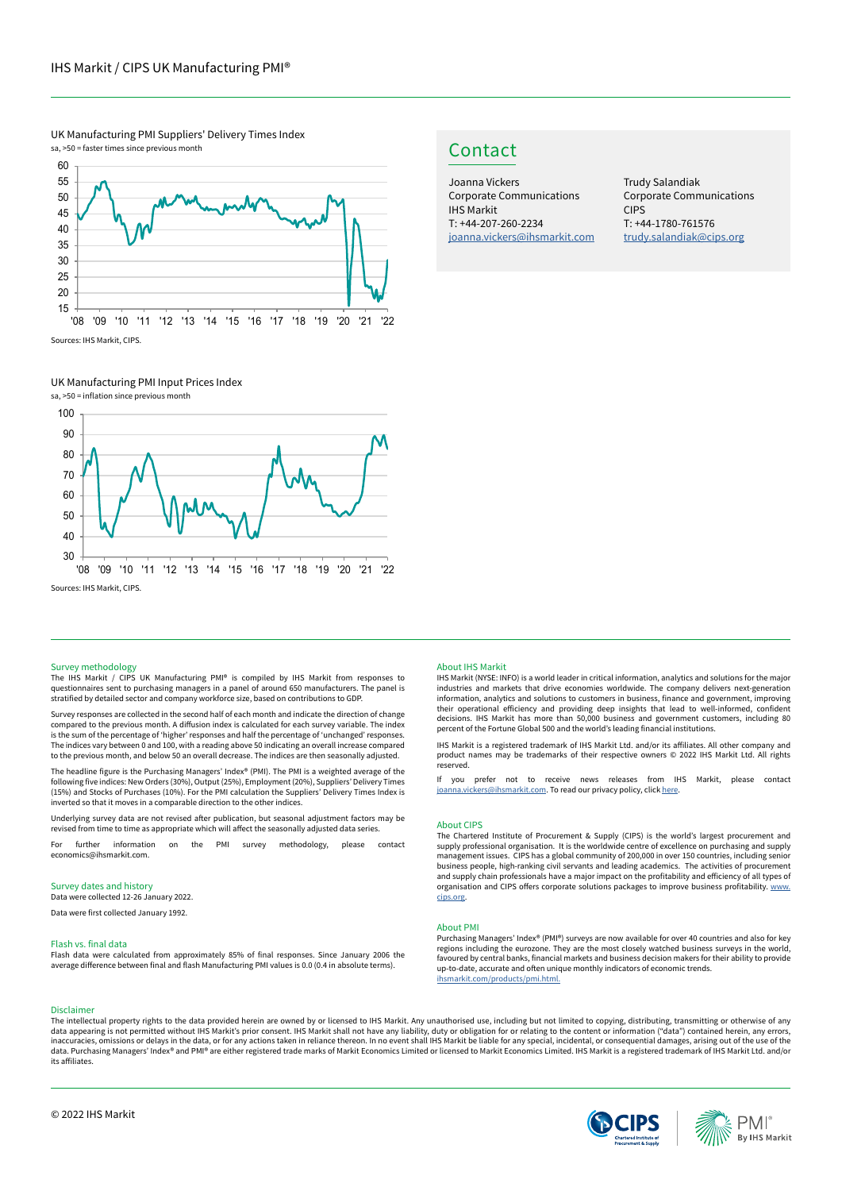UK Manufacturing PMI Suppliers' Delivery Times Index

sa, >50 = faster times since previous month

60
55
50
45
40
35
30
25
20
15

'08 '09 '10 '11 '12 '13 '14 '15 '16 '17 '18 '19 '20 '21 '22

Sources: IHS Markit, CIPS.

UK Manufacturing PMI Input Prices Index

sa, >50 = inflation since previous month

100
90
80
70
60
50
40
30

'08 '09 '10 '11 '12 '13 '14 '15 '16 '17 '18 '19 '20 '21 '22

Sources: IHS Markit, CIPS.

## Contact

Joanna Vickers
Corporate Communications
IHS Markit
T: +44-207-260-2234
joanna.vickers@ihsmarkit.com

Trudy Salandiak
Corporate Communications
CIPS
T: +44-1780-761576
trudy.salandiak@cips.org

### Survey methodology

The IHS Markit / CIPS UK Manufacturing PMI® is compiled by IHS Markit from responses to questionnaires sent to purchasing managers in a panel of around 650 manufacturers. The panel is stratified by detailed sector and company workforce size, based on contributions to GDP.

Survey responses are collected in the second half of each month and indicate the direction of change compared to the previous month. A diffusion index is calculated for each survey variable. The index is the sum of the percentage of 'higher' responses and half the percentage of 'unchanged' responses. The indices vary between 0 and 100, with a reading above 50 indicating an overall increase compared to the previous month, and below 50 an overall decrease. The indices are then seasonally adjusted.

The headline figure is the Purchasing Managers' Index® (PMI). The PMI is a weighted average of the following five indices: New Orders (30%), Output (25%), Employment (20%), Suppliers' Delivery Times (15%) and Stocks of Purchases (10%). For the PMI calculation the Suppliers' Delivery Times Index is inverted so that it moves in a comparable direction to the other indices.

Underlying survey data are not revised after publication, but seasonal adjustment factors may be revised from time to time as appropriate which will affect the seasonally adjusted data series.

For further information on the PMI survey methodology, please contact economics@ihsmarkit.com.

### Survey dates and history

Data were collected 12-26 January 2022.

Data were first collected January 1992.

### Flash vs. final data

Flash data were calculated from approximately 85% of final responses. Since January 2006 the average difference between final and flash Manufacturing PMI values is 0.0 (0.4 in absolute terms).

### About IHS Markit

IHS Markit (NYSE: INFO) is a world leader in critical information, analytics and solutions for the major industries and markets that drive economies worldwide. The company delivers next-generation information, analytics and solutions to customers in business, finance and government, improving their operational efficiency and providing deep insights that lead to well-informed, confident decisions. IHS Markit has more than 50,000 business and government customers, including 80 percent of the Fortune Global 500 and the world's leading financial institutions.

IHS Markit is a registered trademark of IHS Markit Ltd. and/or its affiliates. All other company and product names may be trademarks of their respective owners © 2022 IHS Markit Ltd. All rights reserved.

If you prefer not to receive news releases from IHS Markit, please contact joanna.vickers@ihsmarkit.com. To read our privacy policy, click here.

### About CIPS

The Chartered Institute of Procurement & Supply (CIPS) is the world's largest procurement and supply professional organisation. It is the worldwide centre of excellence on purchasing and supply management issues. CIPS has a global community of 200,000 in over 150 countries, including senior business people, high-ranking civil servants and leading academics. The activities of procurement and supply chain professionals have a major impact on the profitability and efficiency of all types of organisation and CIPS offers corporate solutions packages to improve business profitability. www.cips.org.

### About PMI

Purchasing Managers' Index® (PMI®) surveys are now available for over 40 countries and also for key regions including the eurozone. They are the most closely watched business surveys in the world, favoured by central banks, financial markets and business decision makers for their ability to provide up-to-date, accurate and often unique monthly indicators of economic trends. ihsmarkit.com/products/pmi.html.

### Disclaimer

The intellectual property rights to the data provided herein are owned by or licensed to IHS Markit. Any unauthorised use, including but not limited to copying, distributing, transmitting or otherwise of any data appearing is not permitted without IHS Markit's prior consent. IHS Markit shall not have any liability, duty or obligation for or relating to the content or information ("data") contained herein, any errors, inaccuracies, omissions or delays in the data, or for any actions taken in reliance thereon. In no event shall IHS Markit be liable for any special, incidental, or consequential damages, arising out of the use of the data. Purchasing Managers' Index® and PMI® are either registered trade marks of Markit Economics Limited or licensed to Markit Economics Limited. IHS Markit is a registered trademark of IHS Markit Ltd. and/or its affiliates.

© 2022 IHS Markit